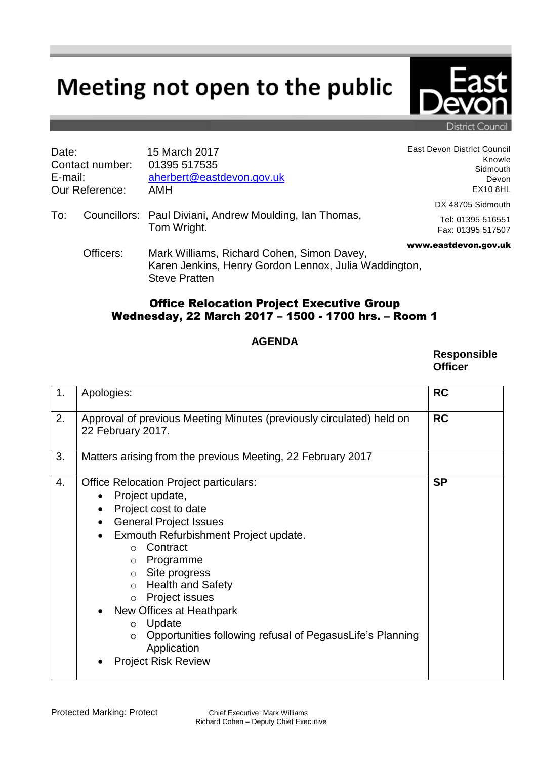# Meeting not open to the public

East Devon District Council

| | |
|---|---|
| Date: | 15 March 2017 |
| Contact number: | 01395 517535 |
| E-mail: | aherbert@eastdevon.gov.uk |
| Our Reference: | AMH |

East Devon District Council
Knowle
Sidmouth
Devon
EX10 8HL

DX 48705 Sidmouth

Tel: 01395 516551
Fax: 01395 517507

**www.eastdevon.gov.uk**

To: Councillors: Paul Diviani, Andrew Moulding, Ian Thomas, Tom Wright.

Officers: Mark Williams, Richard Cohen, Simon Davey, Karen Jenkins, Henry Gordon Lennox, Julia Waddington, Steve Pratten

## Office Relocation Project Executive Group
## Wednesday, 22 March 2017 – 1500 - 1700 hrs. – Room 1

### AGENDA

| | | Responsible Officer |
|---|---|---|
| 1. | Apologies: | **RC** |
| 2. | Approval of previous Meeting Minutes (previously circulated) held on 22 February 2017. | **RC** |
| 3. | Matters arising from the previous Meeting, 22 February 2017 | |
| 4. | Office Relocation Project particulars:<br>• Project update,<br>• Project cost to date<br>• General Project Issues<br>• Exmouth Refurbishment Project update.<br>  ○ Contract<br>  ○ Programme<br>  ○ Site progress<br>  ○ Health and Safety<br>  ○ Project issues<br>• New Offices at Heathpark<br>  ○ Update<br>  ○ Opportunities following refusal of PegasusLife's Planning Application<br>• Project Risk Review | **SP** |

Protected Marking: Protect

Chief Executive: Mark Williams
Richard Cohen – Deputy Chief Executive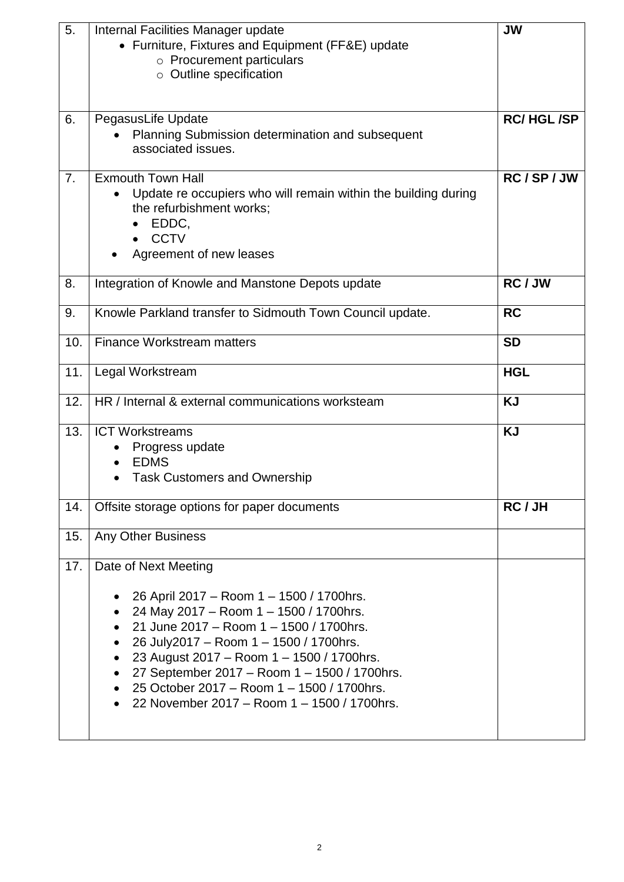| | | |
|---|---|---|
| 5. | Internal Facilities Manager update<br>• Furniture, Fixtures and Equipment (FF&E) update<br>  ○ Procurement particulars<br>  ○ Outline specification | **JW** |
| 6. | PegasusLife Update<br>• Planning Submission determination and subsequent associated issues. | **RC/ HGL /SP** |
| 7. | Exmouth Town Hall<br>• Update re occupiers who will remain within the building during the refurbishment works;<br>  • EDDC,<br>  • CCTV<br>• Agreement of new leases | **RC / SP / JW** |
| 8. | Integration of Knowle and Manstone Depots update | **RC / JW** |
| 9. | Knowle Parkland transfer to Sidmouth Town Council update. | **RC** |
| 10. | Finance Workstream matters | **SD** |
| 11. | Legal Workstream | **HGL** |
| 12. | HR / Internal & external communications worksteam | **KJ** |
| 13. | ICT Workstreams<br>• Progress update<br>• EDMS<br>• Task Customers and Ownership | **KJ** |
| 14. | Offsite storage options for paper documents | **RC / JH** |
| 15. | Any Other Business | |
| 17. | Date of Next Meeting<br>• 26 April 2017 – Room 1 – 1500 / 1700hrs.<br>• 24 May 2017 – Room 1 – 1500 / 1700hrs.<br>• 21 June 2017 – Room 1 – 1500 / 1700hrs.<br>• 26 July2017 – Room 1 – 1500 / 1700hrs.<br>• 23 August 2017 – Room 1 – 1500 / 1700hrs.<br>• 27 September 2017 – Room 1 – 1500 / 1700hrs.<br>• 25 October 2017 – Room 1 – 1500 / 1700hrs.<br>• 22 November 2017 – Room 1 – 1500 / 1700hrs. | |